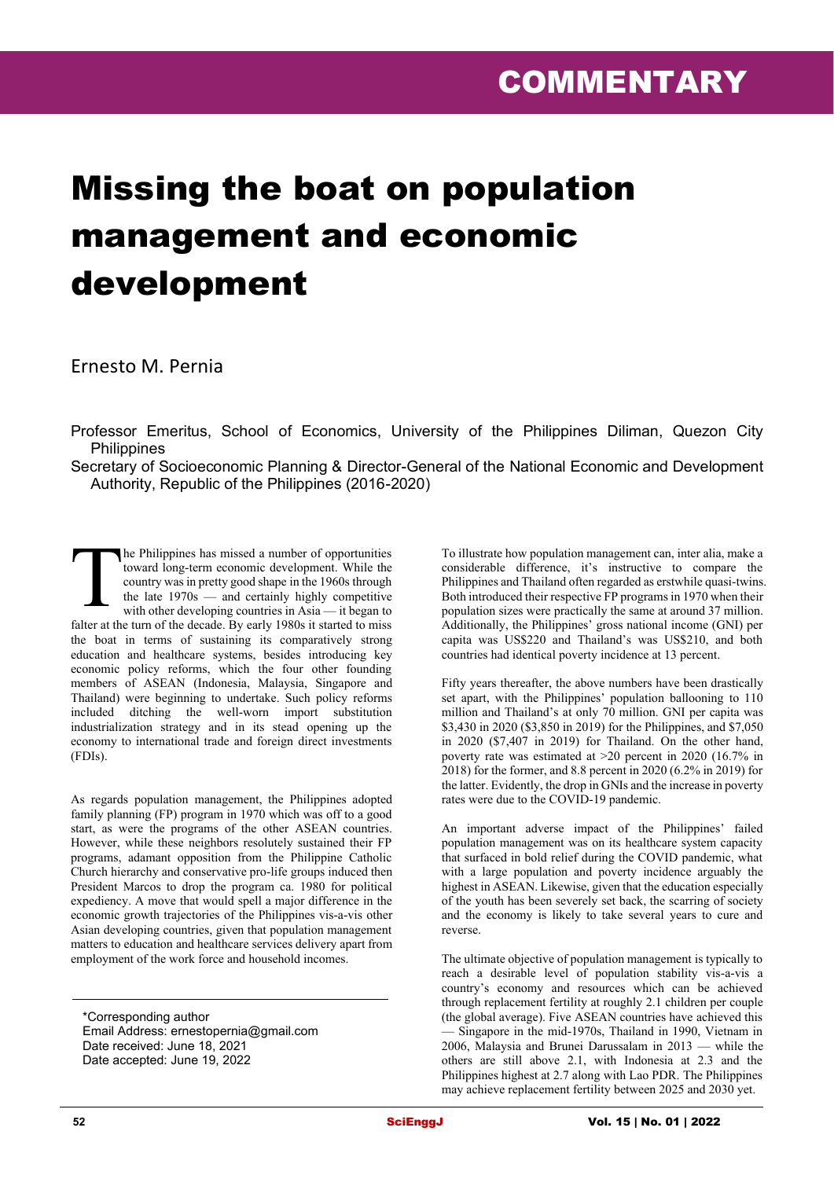COMMENTARY

# Missing the boat on population management and economic development

Ernesto M. Pernia

Professor Emeritus, School of Economics, University of the Philippines Diliman, Quezon City Philippines

Secretary of Socioeconomic Planning & Director-General of the National Economic and Development Authority, Republic of the Philippines (2016-2020)

The Philippines has missed a number of opportunities toward long-term economic development. While the country was in pretty good shape in the 1960s through the late 1970s — and certainly highly competitive with other developing countries in Asia — it began to falter at the turn of the decade. By early 1980s it started to miss the boat in terms of sustaining its comparatively strong education and healthcare systems, besides introducing key economic policy reforms, which the four other founding members of ASEAN (Indonesia, Malaysia, Singapore and Thailand) were beginning to undertake. Such policy reforms included ditching the well-worn import substitution industrialization strategy and in its stead opening up the economy to international trade and foreign direct investments (FDIs).

As regards population management, the Philippines adopted family planning (FP) program in 1970 which was off to a good start, as were the programs of the other ASEAN countries. However, while these neighbors resolutely sustained their FP programs, adamant opposition from the Philippine Catholic Church hierarchy and conservative pro-life groups induced then President Marcos to drop the program ca. 1980 for political expediency. A move that would spell a major difference in the economic growth trajectories of the Philippines vis-a-vis other Asian developing countries, given that population management matters to education and healthcare services delivery apart from employment of the work force and household incomes.

*Corresponding author
Email Address: ernestopernia@gmail.com
Date received: June 18, 2021
Date accepted: June 19, 2022

To illustrate how population management can, inter alia, make a considerable difference, it's instructive to compare the Philippines and Thailand often regarded as erstwhile quasi-twins. Both introduced their respective FP programs in 1970 when their population sizes were practically the same at around 37 million. Additionally, the Philippines' gross national income (GNI) per capita was US$220 and Thailand's was US$210, and both countries had identical poverty incidence at 13 percent.

Fifty years thereafter, the above numbers have been drastically set apart, with the Philippines' population ballooning to 110 million and Thailand's at only 70 million. GNI per capita was $3,430 in 2020 ($3,850 in 2019) for the Philippines, and $7,050 in 2020 ($7,407 in 2019) for Thailand. On the other hand, poverty rate was estimated at >20 percent in 2020 (16.7% in 2018) for the former, and 8.8 percent in 2020 (6.2% in 2019) for the latter. Evidently, the drop in GNIs and the increase in poverty rates were due to the COVID-19 pandemic.

An important adverse impact of the Philippines' failed population management was on its healthcare system capacity that surfaced in bold relief during the COVID pandemic, what with a large population and poverty incidence arguably the highest in ASEAN. Likewise, given that the education especially of the youth has been severely set back, the scarring of society and the economy is likely to take several years to cure and reverse.

The ultimate objective of population management is typically to reach a desirable level of population stability vis-a-vis a country's economy and resources which can be achieved through replacement fertility at roughly 2.1 children per couple (the global average). Five ASEAN countries have achieved this — Singapore in the mid-1970s, Thailand in 1990, Vietnam in 2006, Malaysia and Brunei Darussalam in 2013 — while the others are still above 2.1, with Indonesia at 2.3 and the Philippines highest at 2.7 along with Lao PDR. The Philippines may achieve replacement fertility between 2025 and 2030 yet.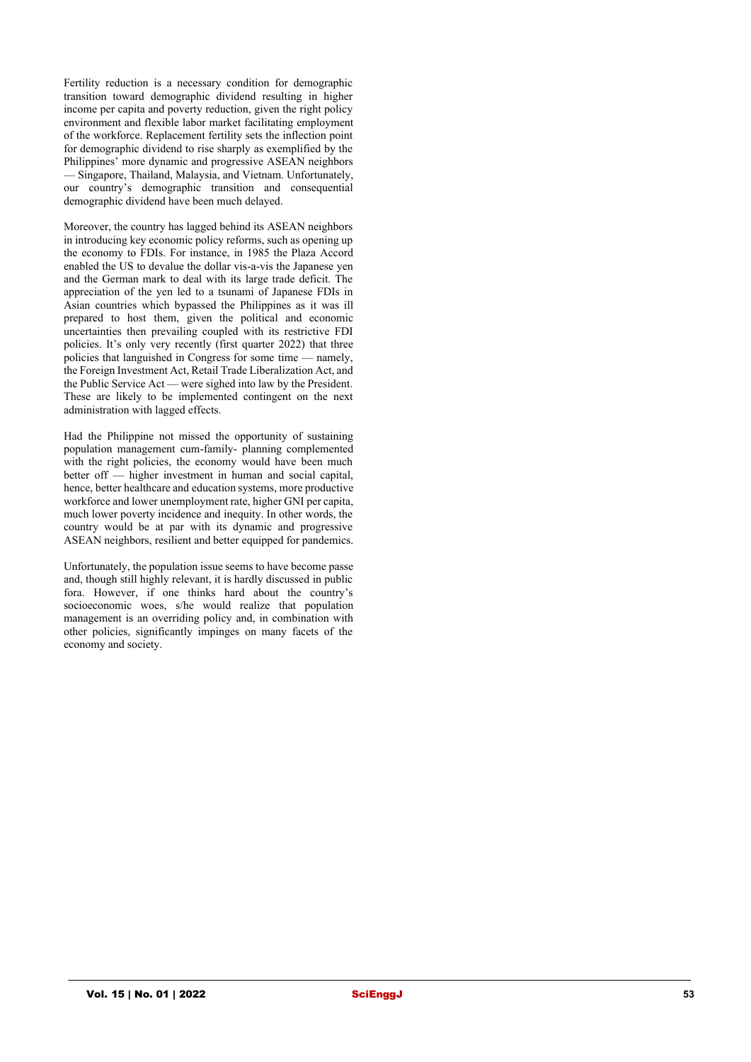Fertility reduction is a necessary condition for demographic transition toward demographic dividend resulting in higher income per capita and poverty reduction, given the right policy environment and flexible labor market facilitating employment of the workforce. Replacement fertility sets the inflection point for demographic dividend to rise sharply as exemplified by the Philippines' more dynamic and progressive ASEAN neighbors — Singapore, Thailand, Malaysia, and Vietnam. Unfortunately, our country's demographic transition and consequential demographic dividend have been much delayed.

Moreover, the country has lagged behind its ASEAN neighbors in introducing key economic policy reforms, such as opening up the economy to FDIs. For instance, in 1985 the Plaza Accord enabled the US to devalue the dollar vis-a-vis the Japanese yen and the German mark to deal with its large trade deficit. The appreciation of the yen led to a tsunami of Japanese FDIs in Asian countries which bypassed the Philippines as it was ill prepared to host them, given the political and economic uncertainties then prevailing coupled with its restrictive FDI policies. It's only very recently (first quarter 2022) that three policies that languished in Congress for some time — namely, the Foreign Investment Act, Retail Trade Liberalization Act, and the Public Service Act — were sighed into law by the President. These are likely to be implemented contingent on the next administration with lagged effects.

Had the Philippine not missed the opportunity of sustaining population management cum-family- planning complemented with the right policies, the economy would have been much better off — higher investment in human and social capital, hence, better healthcare and education systems, more productive workforce and lower unemployment rate, higher GNI per capita, much lower poverty incidence and inequity. In other words, the country would be at par with its dynamic and progressive ASEAN neighbors, resilient and better equipped for pandemics.

Unfortunately, the population issue seems to have become passe and, though still highly relevant, it is hardly discussed in public fora. However, if one thinks hard about the country's socioeconomic woes, s/he would realize that population management is an overriding policy and, in combination with other policies, significantly impinges on many facets of the economy and society.